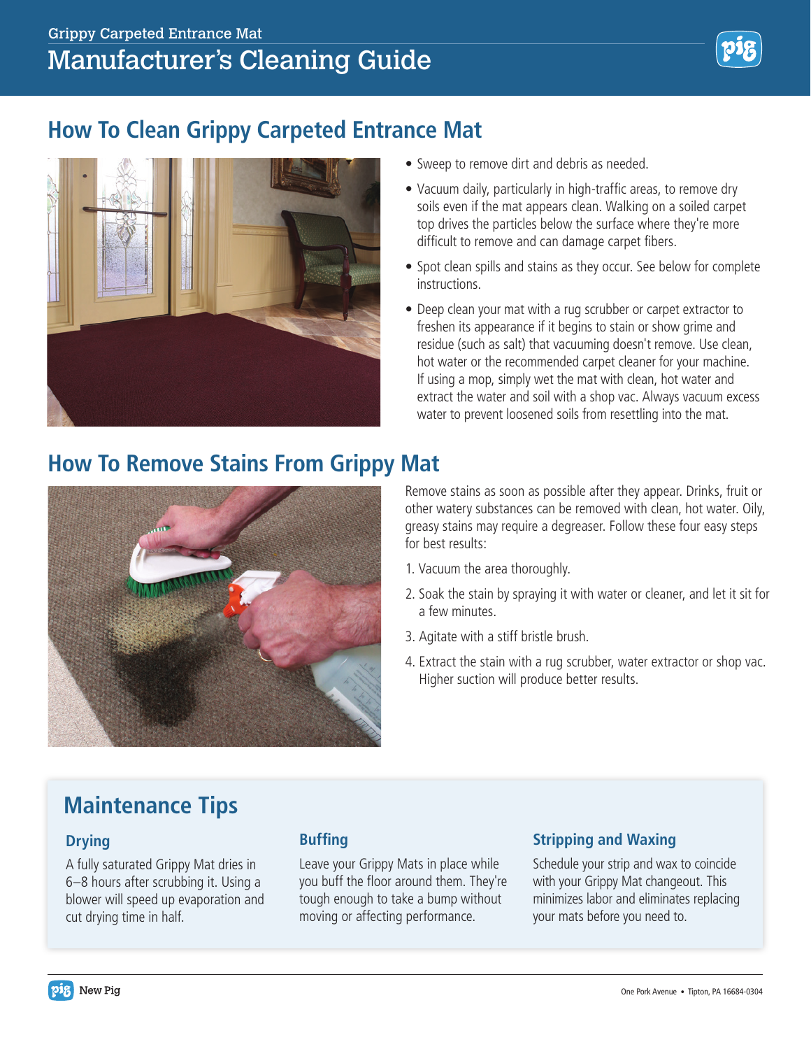Grippy Carpeted Entrance Mat

# Manufacturer's Cleaning Guide

## How To Clean Grippy Carpeted Entrance Mat

- Sweep to remove dirt and debris as needed.
- Vacuum daily, particularly in high-traffic areas, to remove dry soils even if the mat appears clean. Walking on a soiled carpet top drives the particles below the surface where they're more difficult to remove and can damage carpet fibers.
- Spot clean spills and stains as they occur. See below for complete instructions.
- Deep clean your mat with a rug scrubber or carpet extractor to freshen its appearance if it begins to stain or show grime and residue (such as salt) that vacuuming doesn't remove. Use clean, hot water or the recommended carpet cleaner for your machine. If using a mop, simply wet the mat with clean, hot water and extract the water and soil with a shop vac. Always vacuum excess water to prevent loosened soils from resettling into the mat.

## How To Remove Stains From Grippy Mat

Remove stains as soon as possible after they appear. Drinks, fruit or other watery substances can be removed with clean, hot water. Oily, greasy stains may require a degreaser. Follow these four easy steps for best results:

1. Vacuum the area thoroughly.
2. Soak the stain by spraying it with water or cleaner, and let it sit for a few minutes.
3. Agitate with a stiff bristle brush.
4. Extract the stain with a rug scrubber, water extractor or shop vac. Higher suction will produce better results.

## Maintenance Tips

### Drying

A fully saturated Grippy Mat dries in 6–8 hours after scrubbing it. Using a blower will speed up evaporation and cut drying time in half.

### Buffing

Leave your Grippy Mats in place while you buff the floor around them. They're tough enough to take a bump without moving or affecting performance.

### Stripping and Waxing

Schedule your strip and wax to coincide with your Grippy Mat changeout. This minimizes labor and eliminates replacing your mats before you need to.

New Pig

One Pork Avenue • Tipton, PA 16684-0304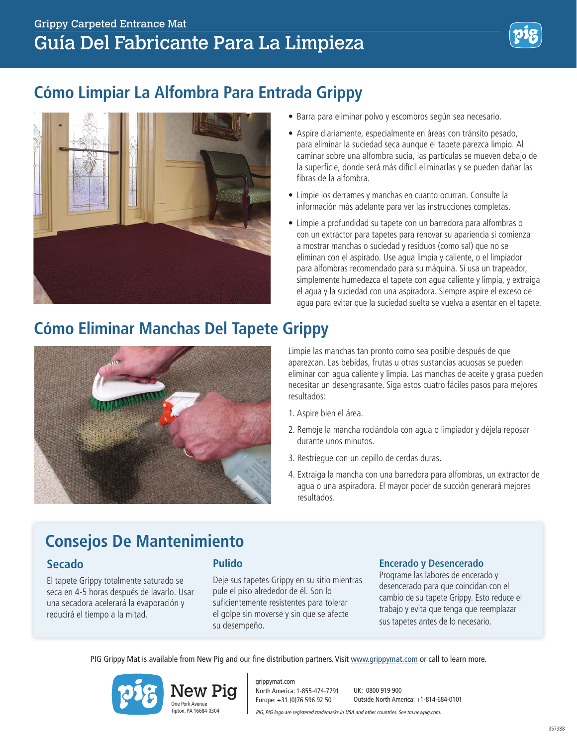Grippy Carpeted Entrance Mat

# Guía Del Fabricante Para La Limpieza

## Cómo Limpiar La Alfombra Para Entrada Grippy

- Barra para eliminar polvo y escombros según sea necesario.
- Aspire diariamente, especialmente en áreas con tránsito pesado, para eliminar la suciedad seca aunque el tapete parezca limpio. Al caminar sobre una alfombra sucia, las partículas se mueven debajo de la superficie, donde será más difícil eliminarlas y se pueden dañar las fibras de la alfombra.
- Limpie los derrames y manchas en cuanto ocurran. Consulte la información más adelante para ver las instrucciones completas.
- Limpie a profundidad su tapete con un barredora para alfombras o con un extractor para tapetes para renovar su apariencia si comienza a mostrar manchas o suciedad y residuos (como sal) que no se eliminan con el aspirado. Use agua limpia y caliente, o el limpiador para alfombras recomendado para su máquina. Si usa un trapeador, simplemente humedezca el tapete con agua caliente y limpia, y extraiga el agua y la suciedad con una aspiradora. Siempre aspire el exceso de agua para evitar que la suciedad suelta se vuelva a asentar en el tapete.

## Cómo Eliminar Manchas Del Tapete Grippy

Limpie las manchas tan pronto como sea posible después de que aparezcan. Las bebidas, frutas u otras sustancias acuosas se pueden eliminar con agua caliente y limpia. Las manchas de aceite y grasa pueden necesitar un desengrasante. Siga estos cuatro fáciles pasos para mejores resultados:

1. Aspire bien el área.
2. Remoje la mancha rociándola con agua o limpiador y déjela reposar durante unos minutos.
3. Restriegue con un cepillo de cerdas duras.
4. Extraiga la mancha con una barredora para alfombras, un extractor de agua o una aspiradora. El mayor poder de succión generará mejores resultados.

## Consejos De Mantenimiento

### Secado

El tapete Grippy totalmente saturado se seca en 4-5 horas después de lavarlo. Usar una secadora acelerará la evaporación y reducirá el tiempo a la mitad.

### Pulido

Deje sus tapetes Grippy en su sitio mientras pule el piso alrededor de él. Son lo suficientemente resistentes para tolerar el golpe sin moverse y sin que se afecte su desempeño.

### Encerado y Desencerado

Programe las labores de encerado y desencerado para que coincidan con el cambio de su tapete Grippy. Esto reduce el trabajo y evita que tenga que reemplazar sus tapetes antes de lo necesario.

PIG Grippy Mat is available from New Pig and our fine distribution partners. Visit www.grippymat.com or call to learn more.

New Pig
One Pork Avenue
Tipton, PA 16684-0304

grippymat.com
North America: 1-855-474-7791
Europe: +31 (0)76 596 92 50
UK: 0800 919 900
Outside North America: +1-814-684-0101

*PIG, PIG logo are registered trademarks in USA and other countries. See tm.newpig.com.*

357388